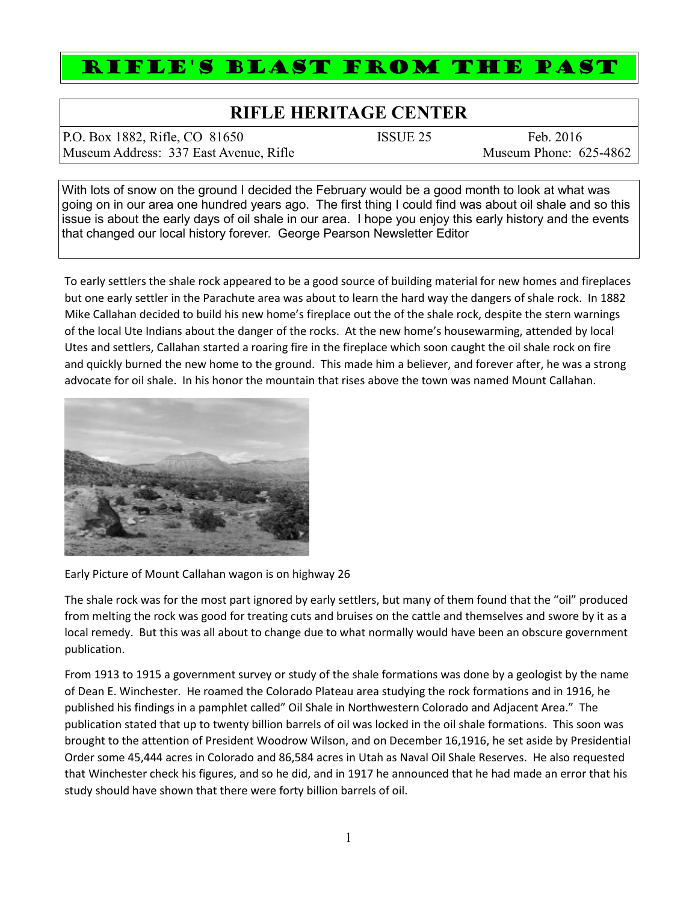# RIFLE'S BLAST FROM THE PAST

## RIFLE HERITAGE CENTER

P.O. Box 1882, Rifle, CO 81650 | ISSUE 25 | Feb. 2016

Museum Address: 337 East Avenue, Rifle | Museum Phone: 625-4862

With lots of snow on the ground I decided the February would be a good month to look at what was going on in our area one hundred years ago. The first thing I could find was about oil shale and so this issue is about the early days of oil shale in our area. I hope you enjoy this early history and the events that changed our local history forever. George Pearson Newsletter Editor

To early settlers the shale rock appeared to be a good source of building material for new homes and fireplaces but one early settler in the Parachute area was about to learn the hard way the dangers of shale rock. In 1882 Mike Callahan decided to build his new home's fireplace out the of the shale rock, despite the stern warnings of the local Ute Indians about the danger of the rocks. At the new home's housewarming, attended by local Utes and settlers, Callahan started a roaring fire in the fireplace which soon caught the oil shale rock on fire and quickly burned the new home to the ground. This made him a believer, and forever after, he was a strong advocate for oil shale. In his honor the mountain that rises above the town was named Mount Callahan.

Early Picture of Mount Callahan wagon is on highway 26

The shale rock was for the most part ignored by early settlers, but many of them found that the "oil" produced from melting the rock was good for treating cuts and bruises on the cattle and themselves and swore by it as a local remedy. But this was all about to change due to what normally would have been an obscure government publication.

From 1913 to 1915 a government survey or study of the shale formations was done by a geologist by the name of Dean E. Winchester. He roamed the Colorado Plateau area studying the rock formations and in 1916, he published his findings in a pamphlet called" Oil Shale in Northwestern Colorado and Adjacent Area." The publication stated that up to twenty billion barrels of oil was locked in the oil shale formations. This soon was brought to the attention of President Woodrow Wilson, and on December 16,1916, he set aside by Presidential Order some 45,444 acres in Colorado and 86,584 acres in Utah as Naval Oil Shale Reserves. He also requested that Winchester check his figures, and so he did, and in 1917 he announced that he had made an error that his study should have shown that there were forty billion barrels of oil.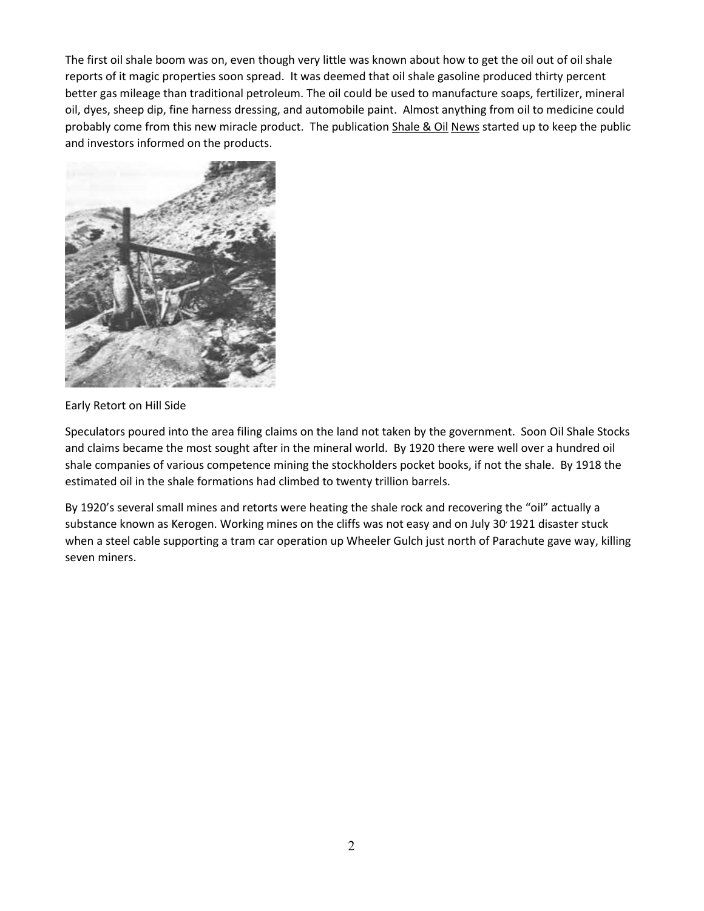The first oil shale boom was on, even though very little was known about how to get the oil out of oil shale reports of it magic properties soon spread. It was deemed that oil shale gasoline produced thirty percent better gas mileage than traditional petroleum. The oil could be used to manufacture soaps, fertilizer, mineral oil, dyes, sheep dip, fine harness dressing, and automobile paint. Almost anything from oil to medicine could probably come from this new miracle product. The publication Shale & Oil News started up to keep the public and investors informed on the products.

Early Retort on Hill Side

Speculators poured into the area filing claims on the land not taken by the government. Soon Oil Shale Stocks and claims became the most sought after in the mineral world. By 1920 there were well over a hundred oil shale companies of various competence mining the stockholders pocket books, if not the shale. By 1918 the estimated oil in the shale formations had climbed to twenty trillion barrels.

By 1920's several small mines and retorts were heating the shale rock and recovering the "oil" actually a substance known as Kerogen. Working mines on the cliffs was not easy and on July 30, 1921 disaster stuck when a steel cable supporting a tram car operation up Wheeler Gulch just north of Parachute gave way, killing seven miners.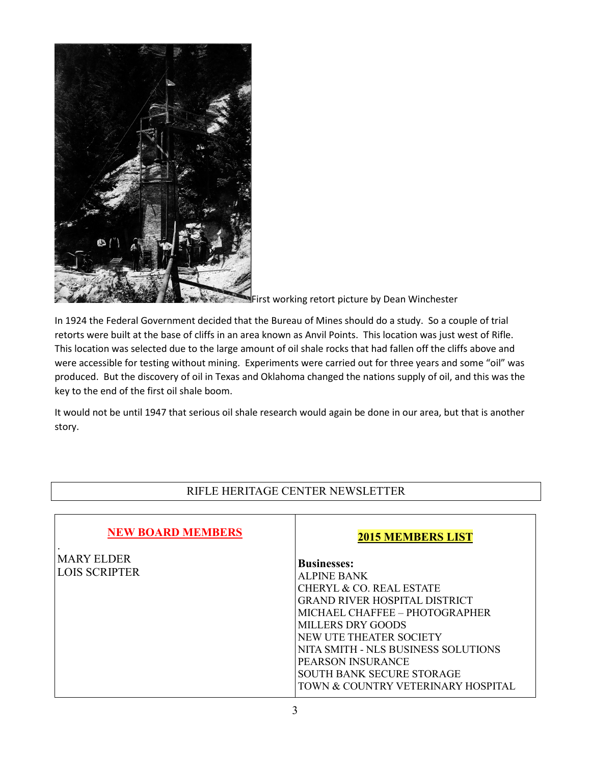First working retort picture by Dean Winchester

In 1924 the Federal Government decided that the Bureau of Mines should do a study. So a couple of trial retorts were built at the base of cliffs in an area known as Anvil Points. This location was just west of Rifle. This location was selected due to the large amount of oil shale rocks that had fallen off the cliffs above and were accessible for testing without mining. Experiments were carried out for three years and some "oil" was produced. But the discovery of oil in Texas and Oklahoma changed the nations supply of oil, and this was the key to the end of the first oil shale boom.

It would not be until 1947 that serious oil shale research would again be done in our area, but that is another story.

RIFLE HERITAGE CENTER NEWSLETTER

## NEW BOARD MEMBERS

MARY ELDER
LOIS SCRIPTER

## 2015 MEMBERS LIST

**Businesses:**

ALPINE BANK
CHERYL & CO. REAL ESTATE
GRAND RIVER HOSPITAL DISTRICT
MICHAEL CHAFFEE – PHOTOGRAPHER
MILLERS DRY GOODS
NEW UTE THEATER SOCIETY
NITA SMITH - NLS BUSINESS SOLUTIONS
PEARSON INSURANCE
SOUTH BANK SECURE STORAGE
TOWN & COUNTRY VETERINARY HOSPITAL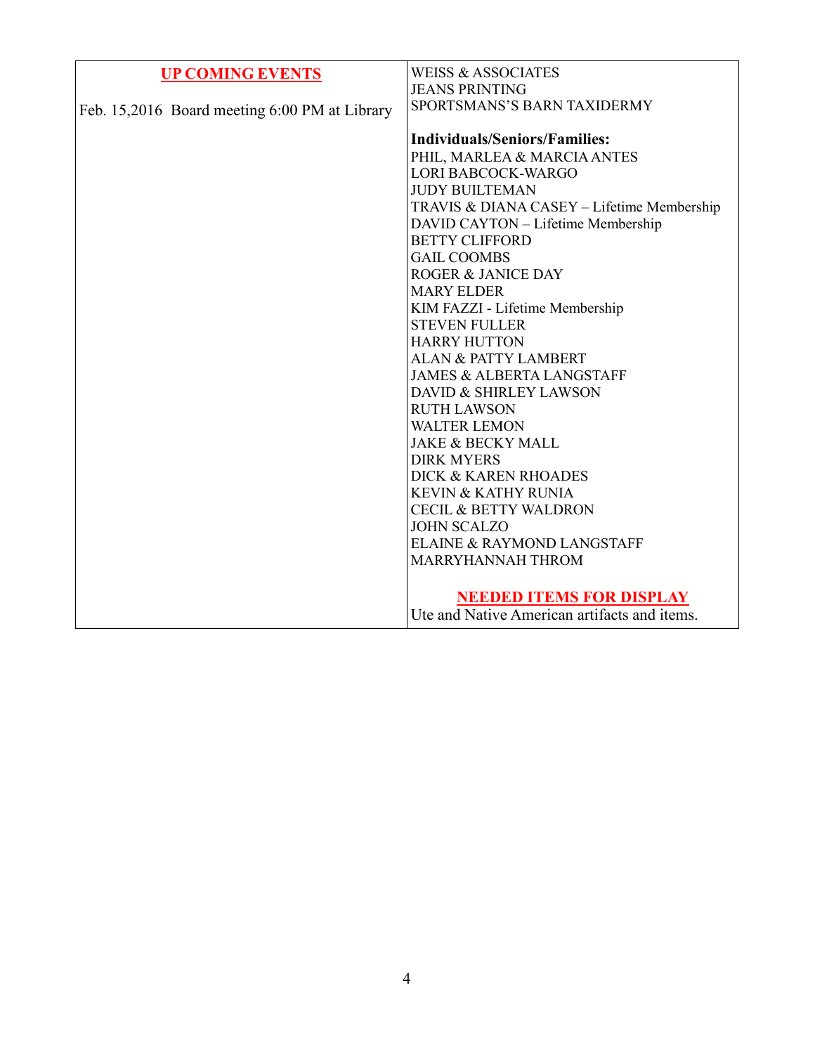## UP COMING EVENTS

Feb. 15,2016 Board meeting 6:00 PM at Library

WEISS & ASSOCIATES
JEANS PRINTING
SPORTSMANS'S BARN TAXIDERMY

**Individuals/Seniors/Families:**
PHIL, MARLEA & MARCIA ANTES
LORI BABCOCK-WARGO
JUDY BUILTEMAN
TRAVIS & DIANA CASEY – Lifetime Membership
DAVID CAYTON – Lifetime Membership
BETTY CLIFFORD
GAIL COOMBS
ROGER & JANICE DAY
MARY ELDER
KIM FAZZI - Lifetime Membership
STEVEN FULLER
HARRY HUTTON
ALAN & PATTY LAMBERT
JAMES & ALBERTA LANGSTAFF
DAVID & SHIRLEY LAWSON
RUTH LAWSON
WALTER LEMON
JAKE & BECKY MALL
DIRK MYERS
DICK & KAREN RHOADES
KEVIN & KATHY RUNIA
CECIL & BETTY WALDRON
JOHN SCALZO
ELAINE & RAYMOND LANGSTAFF
MARRYHANNAH THROM

## NEEDED ITEMS FOR DISPLAY

Ute and Native American artifacts and items.